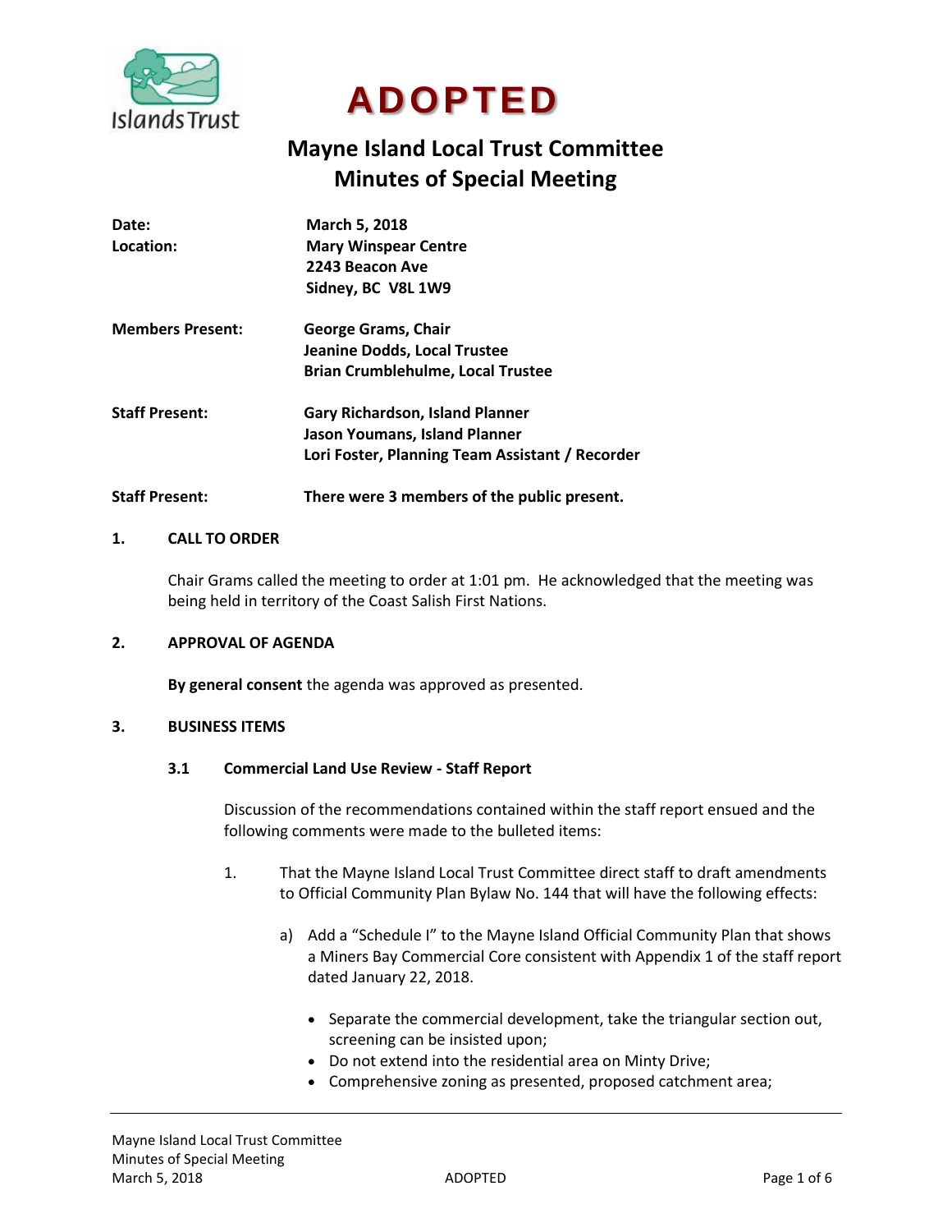# ADOPTED

## Mayne Island Local Trust Committee
## Minutes of Special Meeting

| | |
|---|---|
| **Date:** | **March 5, 2018** |
| **Location:** | **Mary Winspear Centre**<br>**2243 Beacon Ave**<br>**Sidney, BC V8L 1W9** |
| **Members Present:** | **George Grams, Chair**<br>**Jeanine Dodds, Local Trustee**<br>**Brian Crumblehulme, Local Trustee** |
| **Staff Present:** | **Gary Richardson, Island Planner**<br>**Jason Youmans, Island Planner**<br>**Lori Foster, Planning Team Assistant / Recorder** |
| **Staff Present:** | **There were 3 members of the public present.** |

### 1. CALL TO ORDER

Chair Grams called the meeting to order at 1:01 pm. He acknowledged that the meeting was being held in territory of the Coast Salish First Nations.

### 2. APPROVAL OF AGENDA

**By general consent** the agenda was approved as presented.

### 3. BUSINESS ITEMS

#### 3.1 Commercial Land Use Review - Staff Report

Discussion of the recommendations contained within the staff report ensued and the following comments were made to the bulleted items:

1. That the Mayne Island Local Trust Committee direct staff to draft amendments to Official Community Plan Bylaw No. 144 that will have the following effects:

    a) Add a "Schedule I" to the Mayne Island Official Community Plan that shows a Miners Bay Commercial Core consistent with Appendix 1 of the staff report dated January 22, 2018.

    - Separate the commercial development, take the triangular section out, screening can be insisted upon;
    - Do not extend into the residential area on Minty Drive;
    - Comprehensive zoning as presented, proposed catchment area;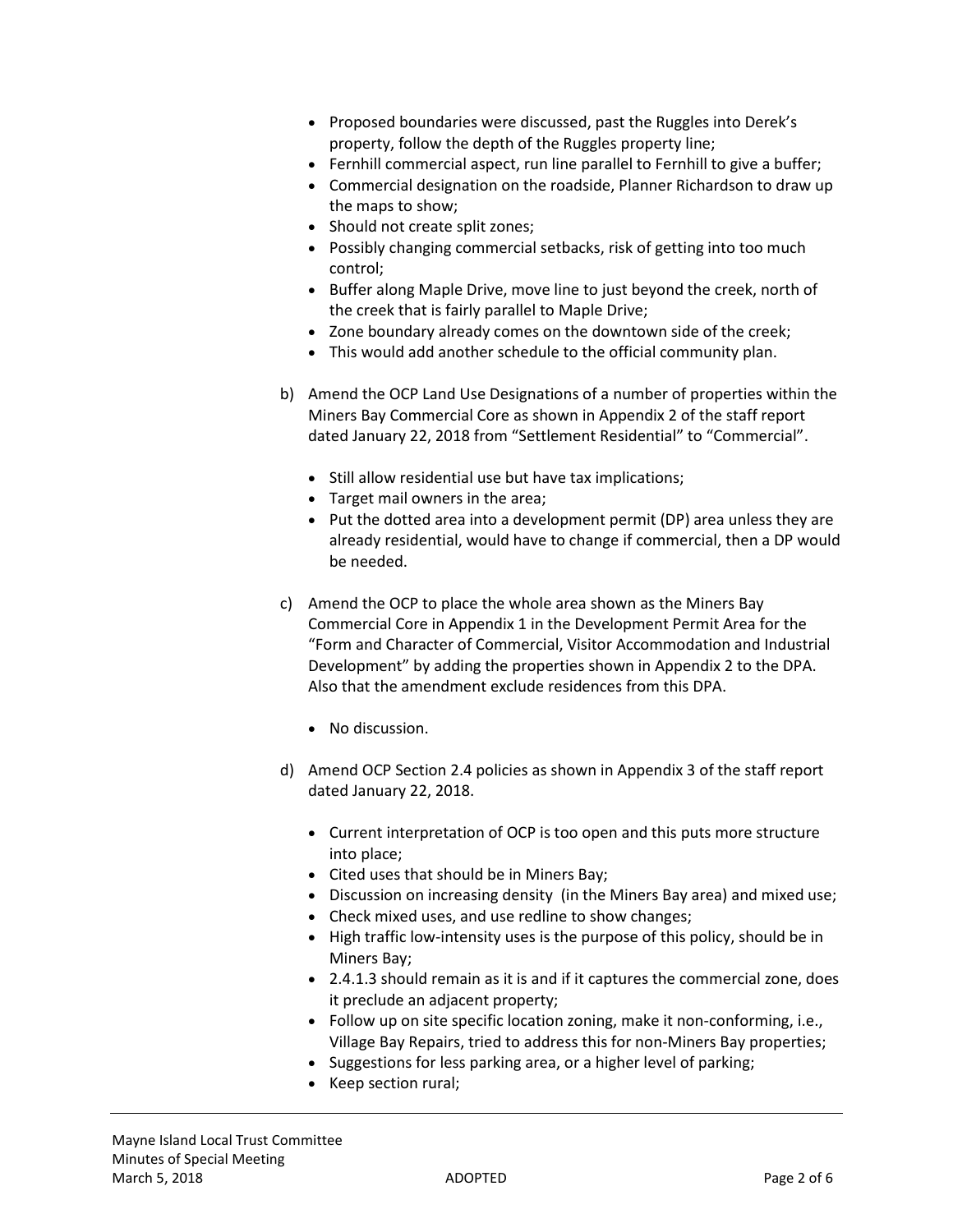- Proposed boundaries were discussed, past the Ruggles into Derek's property, follow the depth of the Ruggles property line;
- Fernhill commercial aspect, run line parallel to Fernhill to give a buffer;
- Commercial designation on the roadside, Planner Richardson to draw up the maps to show;
- Should not create split zones;
- Possibly changing commercial setbacks, risk of getting into too much control;
- Buffer along Maple Drive, move line to just beyond the creek, north of the creek that is fairly parallel to Maple Drive;
- Zone boundary already comes on the downtown side of the creek;
- This would add another schedule to the official community plan.

b) Amend the OCP Land Use Designations of a number of properties within the Miners Bay Commercial Core as shown in Appendix 2 of the staff report dated January 22, 2018 from "Settlement Residential" to "Commercial".

- Still allow residential use but have tax implications;
- Target mail owners in the area;
- Put the dotted area into a development permit (DP) area unless they are already residential, would have to change if commercial, then a DP would be needed.

c) Amend the OCP to place the whole area shown as the Miners Bay Commercial Core in Appendix 1 in the Development Permit Area for the "Form and Character of Commercial, Visitor Accommodation and Industrial Development" by adding the properties shown in Appendix 2 to the DPA. Also that the amendment exclude residences from this DPA.

- No discussion.

d) Amend OCP Section 2.4 policies as shown in Appendix 3 of the staff report dated January 22, 2018.

- Current interpretation of OCP is too open and this puts more structure into place;
- Cited uses that should be in Miners Bay;
- Discussion on increasing density (in the Miners Bay area) and mixed use;
- Check mixed uses, and use redline to show changes;
- High traffic low-intensity uses is the purpose of this policy, should be in Miners Bay;
- 2.4.1.3 should remain as it is and if it captures the commercial zone, does it preclude an adjacent property;
- Follow up on site specific location zoning, make it non-conforming, i.e., Village Bay Repairs, tried to address this for non-Miners Bay properties;
- Suggestions for less parking area, or a higher level of parking;
- Keep section rural;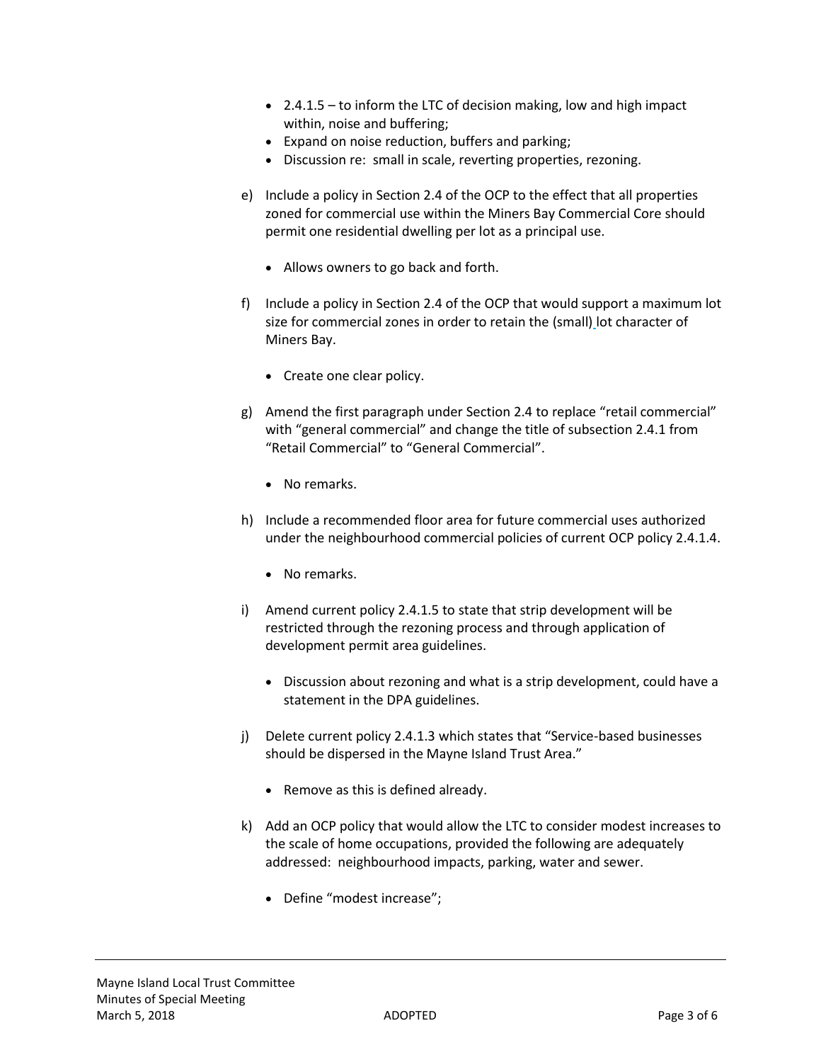- 2.4.1.5 – to inform the LTC of decision making, low and high impact within, noise and buffering;
- Expand on noise reduction, buffers and parking;
- Discussion re: small in scale, reverting properties, rezoning.

e) Include a policy in Section 2.4 of the OCP to the effect that all properties zoned for commercial use within the Miners Bay Commercial Core should permit one residential dwelling per lot as a principal use.

- Allows owners to go back and forth.

f) Include a policy in Section 2.4 of the OCP that would support a maximum lot size for commercial zones in order to retain the (small) lot character of Miners Bay.

- Create one clear policy.

g) Amend the first paragraph under Section 2.4 to replace "retail commercial" with "general commercial" and change the title of subsection 2.4.1 from "Retail Commercial" to "General Commercial".

- No remarks.

h) Include a recommended floor area for future commercial uses authorized under the neighbourhood commercial policies of current OCP policy 2.4.1.4.

- No remarks.

i) Amend current policy 2.4.1.5 to state that strip development will be restricted through the rezoning process and through application of development permit area guidelines.

- Discussion about rezoning and what is a strip development, could have a statement in the DPA guidelines.

j) Delete current policy 2.4.1.3 which states that "Service-based businesses should be dispersed in the Mayne Island Trust Area."

- Remove as this is defined already.

k) Add an OCP policy that would allow the LTC to consider modest increases to the scale of home occupations, provided the following are adequately addressed: neighbourhood impacts, parking, water and sewer.

- Define "modest increase";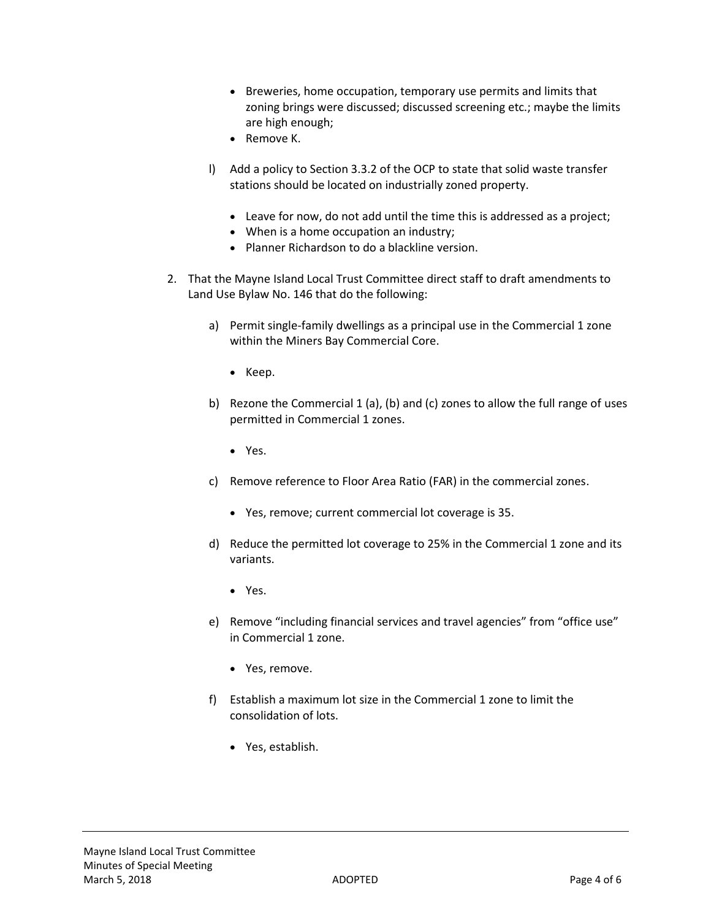- Breweries, home occupation, temporary use permits and limits that zoning brings were discussed; discussed screening etc.; maybe the limits are high enough;
- Remove K.

l) Add a policy to Section 3.3.2 of the OCP to state that solid waste transfer stations should be located on industrially zoned property.

- Leave for now, do not add until the time this is addressed as a project;
- When is a home occupation an industry;
- Planner Richardson to do a blackline version.

2. That the Mayne Island Local Trust Committee direct staff to draft amendments to Land Use Bylaw No. 146 that do the following:

a) Permit single-family dwellings as a principal use in the Commercial 1 zone within the Miners Bay Commercial Core.

- Keep.

b) Rezone the Commercial 1 (a), (b) and (c) zones to allow the full range of uses permitted in Commercial 1 zones.

- Yes.

c) Remove reference to Floor Area Ratio (FAR) in the commercial zones.

- Yes, remove; current commercial lot coverage is 35.

d) Reduce the permitted lot coverage to 25% in the Commercial 1 zone and its variants.

- Yes.

e) Remove "including financial services and travel agencies" from "office use" in Commercial 1 zone.

- Yes, remove.

f) Establish a maximum lot size in the Commercial 1 zone to limit the consolidation of lots.

- Yes, establish.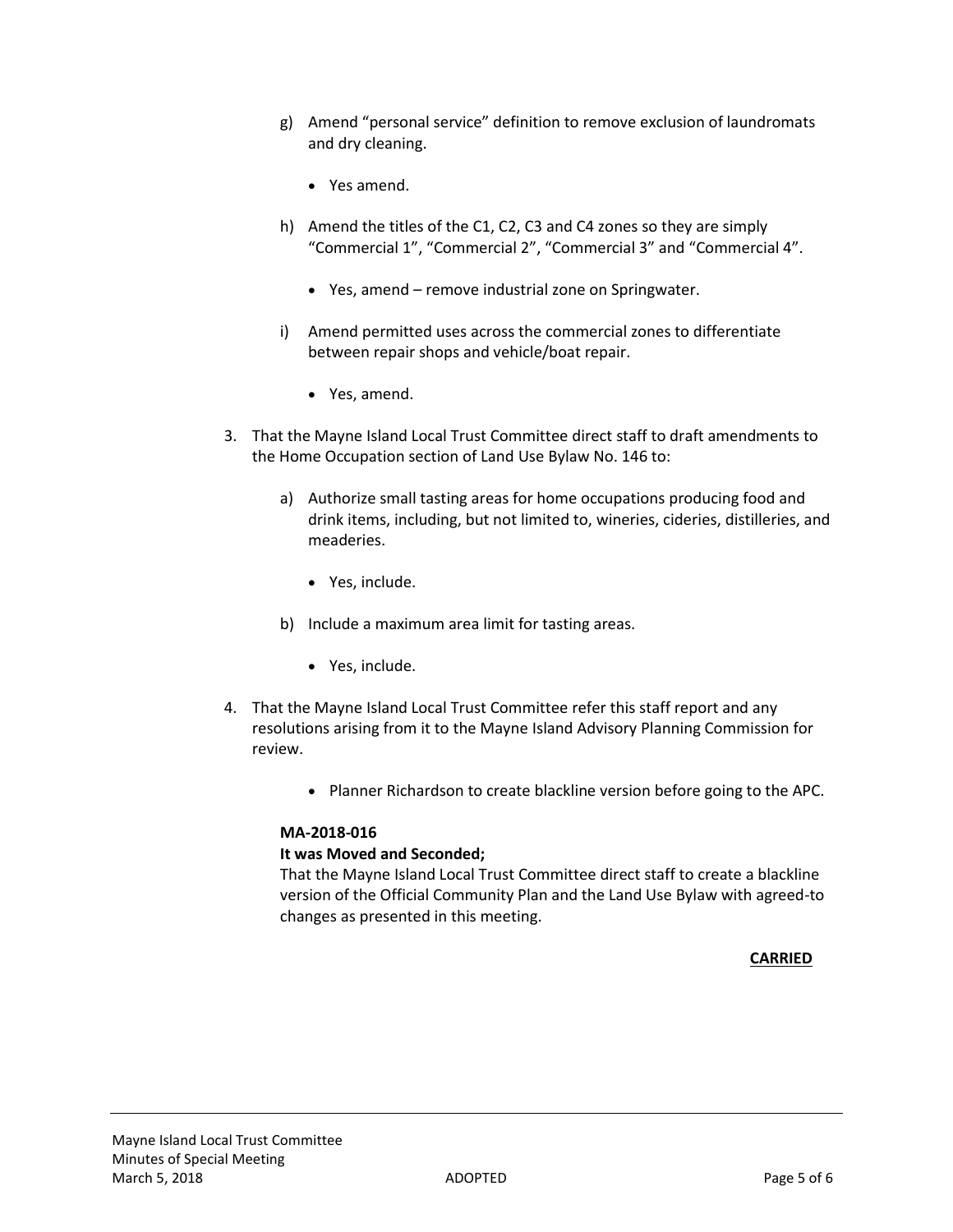g) Amend "personal service" definition to remove exclusion of laundromats and dry cleaning.

- Yes amend.

h) Amend the titles of the C1, C2, C3 and C4 zones so they are simply "Commercial 1", "Commercial 2", "Commercial 3" and "Commercial 4".

- Yes, amend – remove industrial zone on Springwater.

i) Amend permitted uses across the commercial zones to differentiate between repair shops and vehicle/boat repair.

- Yes, amend.

3. That the Mayne Island Local Trust Committee direct staff to draft amendments to the Home Occupation section of Land Use Bylaw No. 146 to:

   a) Authorize small tasting areas for home occupations producing food and drink items, including, but not limited to, wineries, cideries, distilleries, and meaderies.

   - Yes, include.

   b) Include a maximum area limit for tasting areas.

   - Yes, include.

4. That the Mayne Island Local Trust Committee refer this staff report and any resolutions arising from it to the Mayne Island Advisory Planning Commission for review.

   - Planner Richardson to create blackline version before going to the APC.

**MA-2018-016**
**It was Moved and Seconded;**
That the Mayne Island Local Trust Committee direct staff to create a blackline version of the Official Community Plan and the Land Use Bylaw with agreed-to changes as presented in this meeting.

**CARRIED**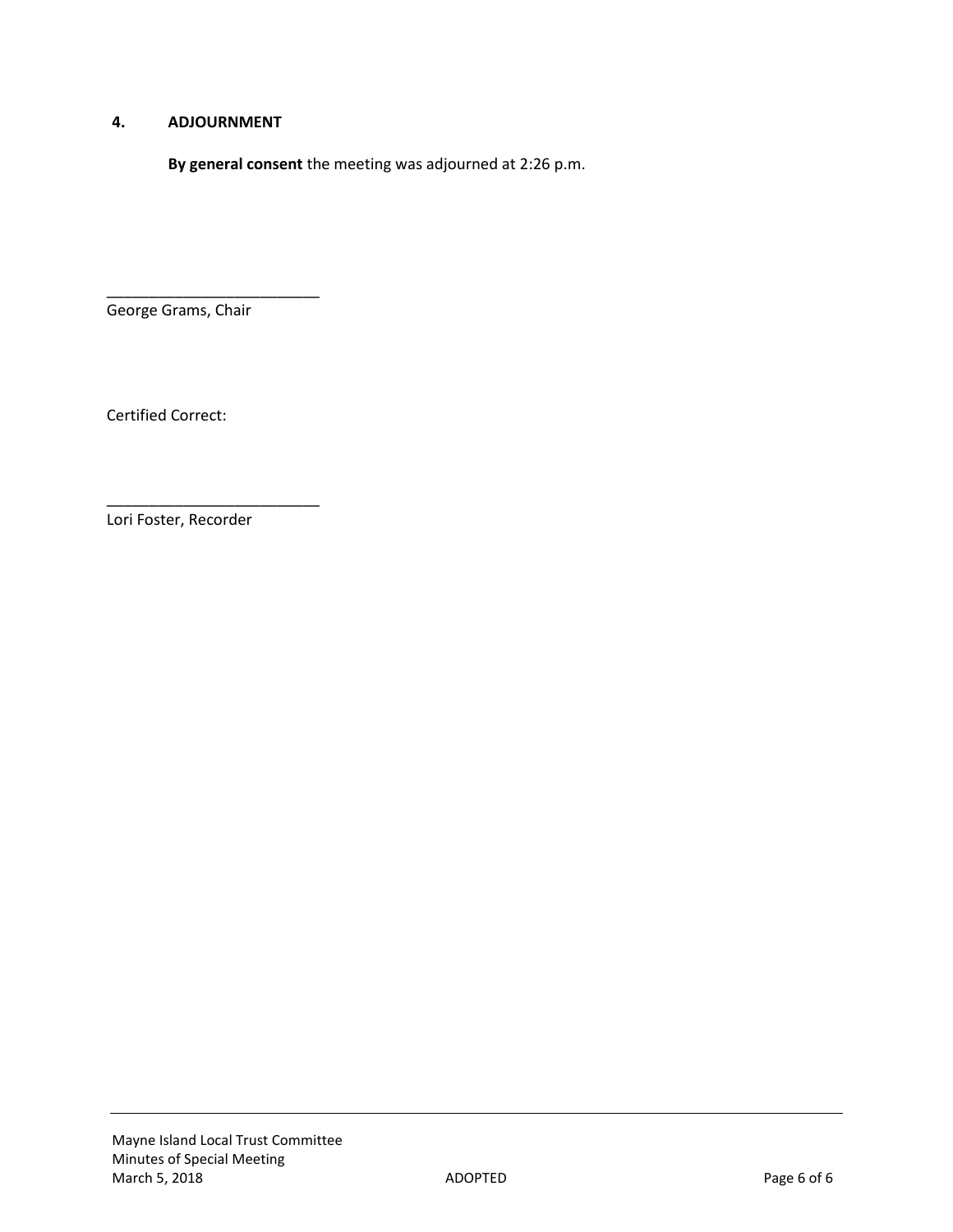## 4. ADJOURNMENT

**By general consent** the meeting was adjourned at 2:26 p.m.

_________________________

George Grams, Chair

Certified Correct:

_________________________

Lori Foster, Recorder